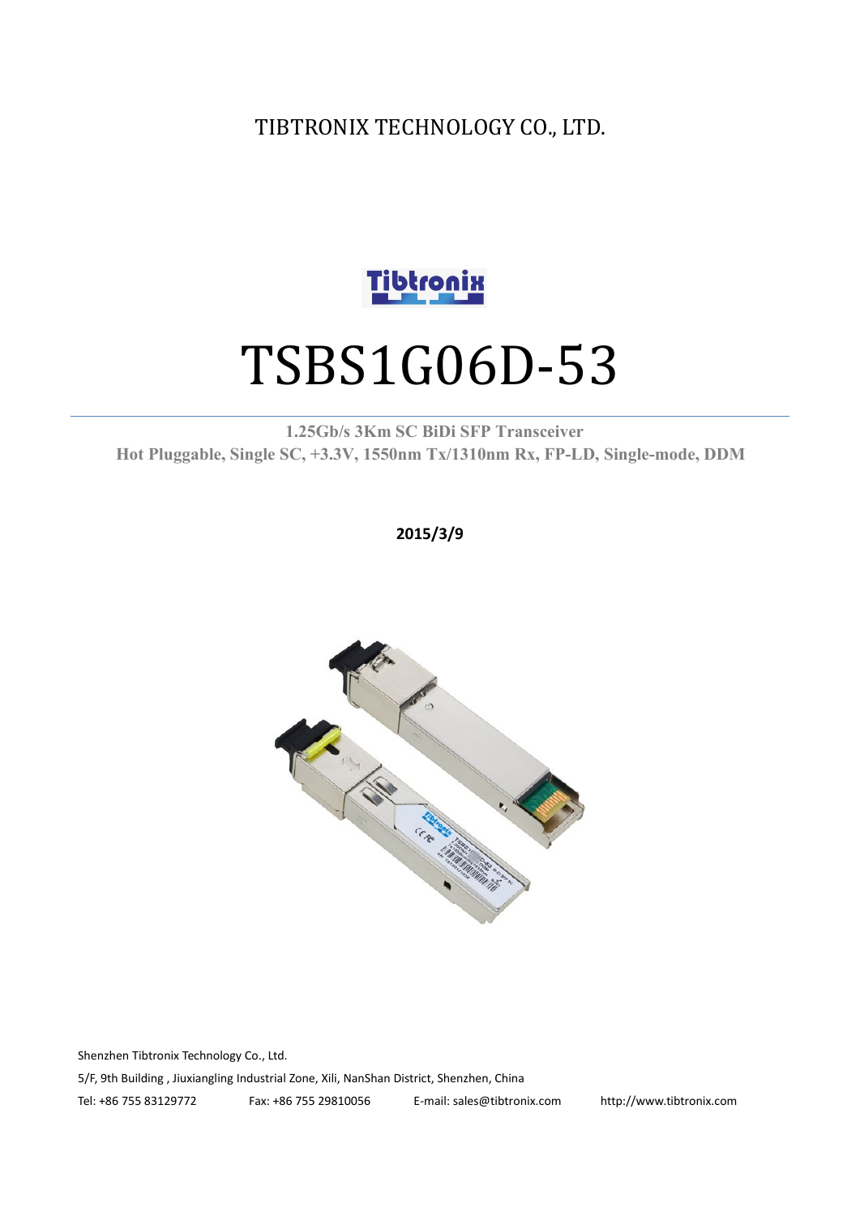TIBTRONIX TECHNOLOGY CO., LTD.

# TSBS1G06D-53

**1.25Gb/s 3Km SC BiDi SFP Transceiver**
**Hot Pluggable, Single SC, +3.3V, 1550nm Tx/1310nm Rx, FP-LD, Single-mode, DDM**

**2015/3/9**

Shenzhen Tibtronix Technology Co., Ltd.

5/F, 9th Building , Jiuxiangling Industrial Zone, Xili, NanShan District, Shenzhen, China

Tel: +86 755 83129772 Fax: +86 755 29810056 E-mail: sales@tibtronix.com http://www.tibtronix.com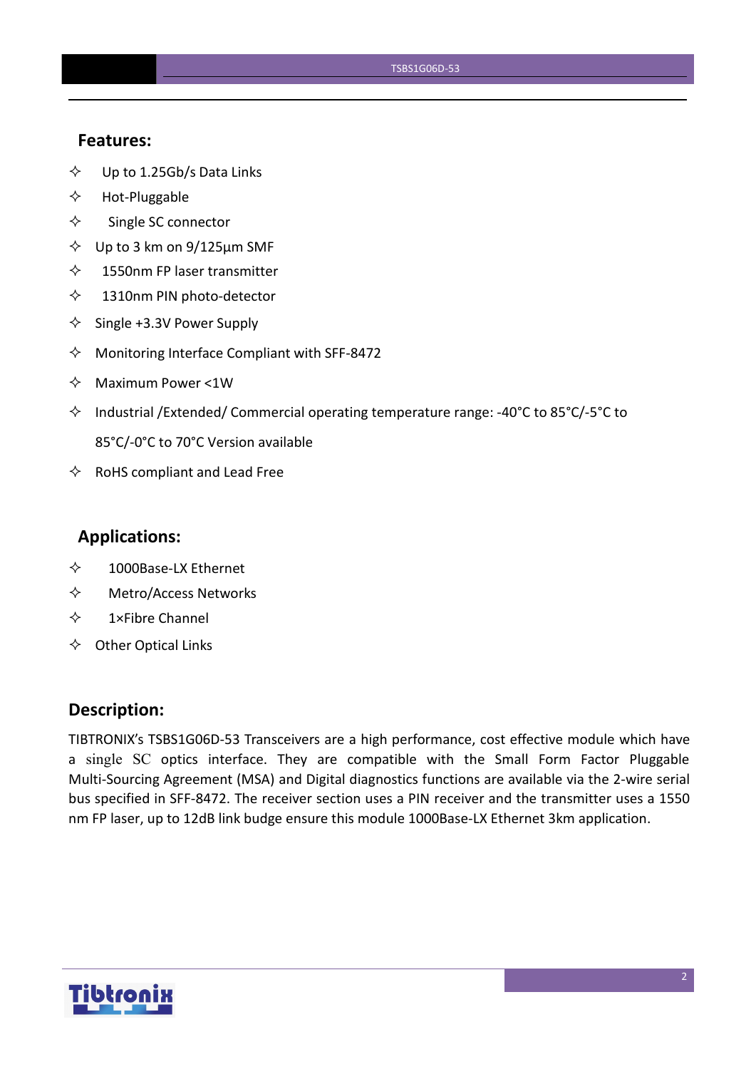## Features:

- ✧ Up to 1.25Gb/s Data Links
- ✧ Hot-Pluggable
- ✧ Single SC connector
- ✧ Up to 3 km on 9/125µm SMF
- ✧ 1550nm FP laser transmitter
- ✧ 1310nm PIN photo-detector
- ✧ Single +3.3V Power Supply
- ✧ Monitoring Interface Compliant with SFF-8472
- ✧ Maximum Power <1W
- ✧ Industrial /Extended/ Commercial operating temperature range: -40°C to 85°C/-5°C to 85°C/-0°C to 70°C Version available
- ✧ RoHS compliant and Lead Free

## Applications:

- ✧ 1000Base-LX Ethernet
- ✧ Metro/Access Networks
- ✧ 1×Fibre Channel
- ✧ Other Optical Links

## Description:

TIBTRONIX's TSBS1G06D-53 Transceivers are a high performance, cost effective module which have a single SC optics interface. They are compatible with the Small Form Factor Pluggable Multi-Sourcing Agreement (MSA) and Digital diagnostics functions are available via the 2-wire serial bus specified in SFF-8472. The receiver section uses a PIN receiver and the transmitter uses a 1550 nm FP laser, up to 12dB link budge ensure this module 1000Base-LX Ethernet 3km application.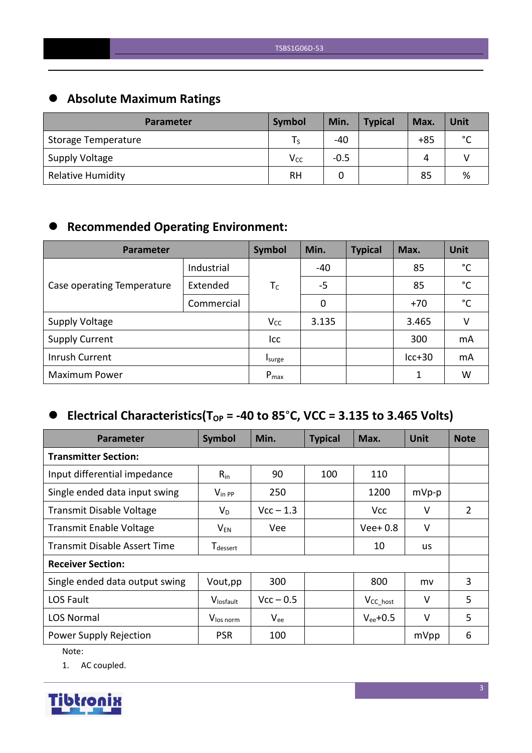## Absolute Maximum Ratings

| Parameter | Symbol | Min. | Typical | Max. | Unit |
|---|---|---|---|---|---|
| Storage Temperature | $T_S$ | -40 | | +85 | °C |
| Supply Voltage | $V_{CC}$ | -0.5 | | 4 | V |
| Relative Humidity | RH | 0 | | 85 | % |

## Recommended Operating Environment:

| Parameter | | Symbol | Min. | Typical | Max. | Unit |
|---|---|---|---|---|---|---|
| Case operating Temperature | Industrial | $T_C$ | -40 | | 85 | °C |
| | Extended | | -5 | | 85 | °C |
| | Commercial | | 0 | | +70 | °C |
| Supply Voltage | | $V_{CC}$ | 3.135 | | 3.465 | V |
| Supply Current | | Icc | | | 300 | mA |
| Inrush Current | | $I_{surge}$ | | | Icc+30 | mA |
| Maximum Power | | $P_{max}$ | | | 1 | W |

## Electrical Characteristics($T_{OP}$ = -40 to 85°C, VCC = 3.135 to 3.465 Volts)

| Parameter | Symbol | Min. | Typical | Max. | Unit | Note |
|---|---|---|---|---|---|---|
| **Transmitter Section:** | | | | | | |
| Input differential impedance | $R_{in}$ | 90 | 100 | 110 | | |
| Single ended data input swing | $V_{in\ PP}$ | 250 | | 1200 | mVp-p | |
| Transmit Disable Voltage | $V_D$ | Vcc – 1.3 | | Vcc | V | 2 |
| Transmit Enable Voltage | $V_{EN}$ | Vee | | Vee+ 0.8 | V | |
| Transmit Disable Assert Time | $T_{dessert}$ | | | 10 | us | |
| **Receiver Section:** | | | | | | |
| Single ended data output swing | Vout,pp | 300 | | 800 | mv | 3 |
| LOS Fault | $V_{losfault}$ | Vcc – 0.5 | | $V_{CC\_host}$ | V | 5 |
| LOS Normal | $V_{los\ norm}$ | $V_{ee}$ | | $V_{ee}$+0.5 | V | 5 |
| Power Supply Rejection | PSR | 100 | | | mVpp | 6 |

Note:

1. AC coupled.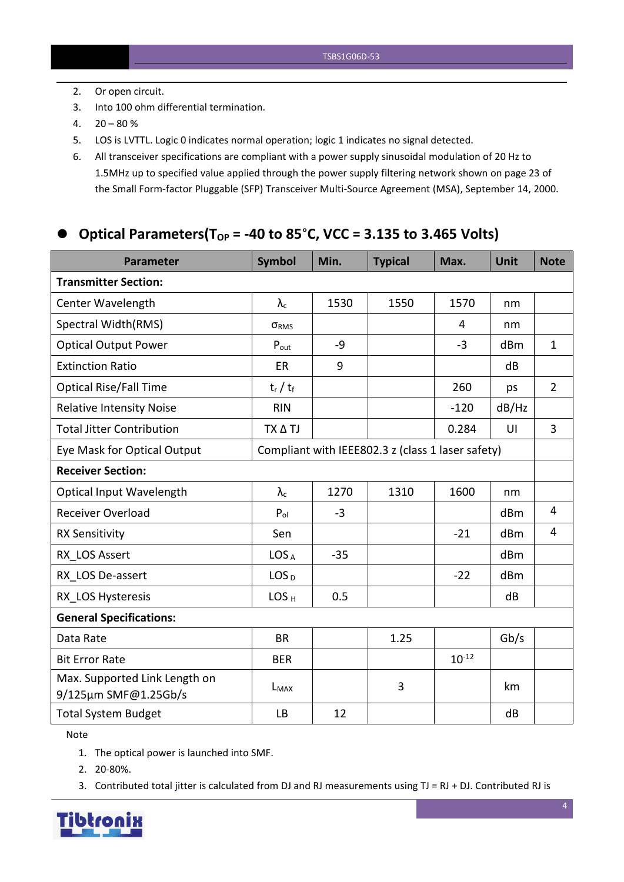2. Or open circuit.
3. Into 100 ohm differential termination.
4. 20 – 80 %
5. LOS is LVTTL. Logic 0 indicates normal operation; logic 1 indicates no signal detected.
6. All transceiver specifications are compliant with a power supply sinusoidal modulation of 20 Hz to 1.5MHz up to specified value applied through the power supply filtering network shown on page 23 of the Small Form-factor Pluggable (SFP) Transceiver Multi-Source Agreement (MSA), September 14, 2000.

## Optical Parameters($T_{OP}$ = -40 to 85°C, VCC = 3.135 to 3.465 Volts)

| Parameter | Symbol | Min. | Typical | Max. | Unit | Note |
|---|---|---|---|---|---|---|
| **Transmitter Section:** | | | | | | |
| Center Wavelength | $\lambda_c$ | 1530 | 1550 | 1570 | nm | |
| Spectral Width(RMS) | $\sigma_{RMS}$ | | | 4 | nm | |
| Optical Output Power | $P_{out}$ | -9 | | -3 | dBm | 1 |
| Extinction Ratio | ER | 9 | | | dB | |
| Optical Rise/Fall Time | $t_r$ / $t_f$ | | | 260 | ps | 2 |
| Relative Intensity Noise | RIN | | | -120 | dB/Hz | |
| Total Jitter Contribution | TX Δ TJ | | | 0.284 | UI | 3 |
| Eye Mask for Optical Output | Compliant with IEEE802.3 z (class 1 laser safety) | | | | | |
| **Receiver Section:** | | | | | | |
| Optical Input Wavelength | $\lambda_c$ | 1270 | 1310 | 1600 | nm | |
| Receiver Overload | $P_{ol}$ | -3 | | | dBm | 4 |
| RX Sensitivity | Sen | | | -21 | dBm | 4 |
| RX_LOS Assert | $LOS_A$ | -35 | | | dBm | |
| RX_LOS De-assert | $LOS_D$ | | | -22 | dBm | |
| RX_LOS Hysteresis | $LOS_H$ | 0.5 | | | dB | |
| **General Specifications:** | | | | | | |
| Data Rate | BR | | 1.25 | | Gb/s | |
| Bit Error Rate | BER | | | $10^{-12}$ | | |
| Max. Supported Link Length on 9/125µm SMF@1.25Gb/s | $L_{MAX}$ | | 3 | | km | |
| Total System Budget | LB | 12 | | | dB | |

Note

1. The optical power is launched into SMF.
2. 20-80%.
3. Contributed total jitter is calculated from DJ and RJ measurements using TJ = RJ + DJ. Contributed RJ is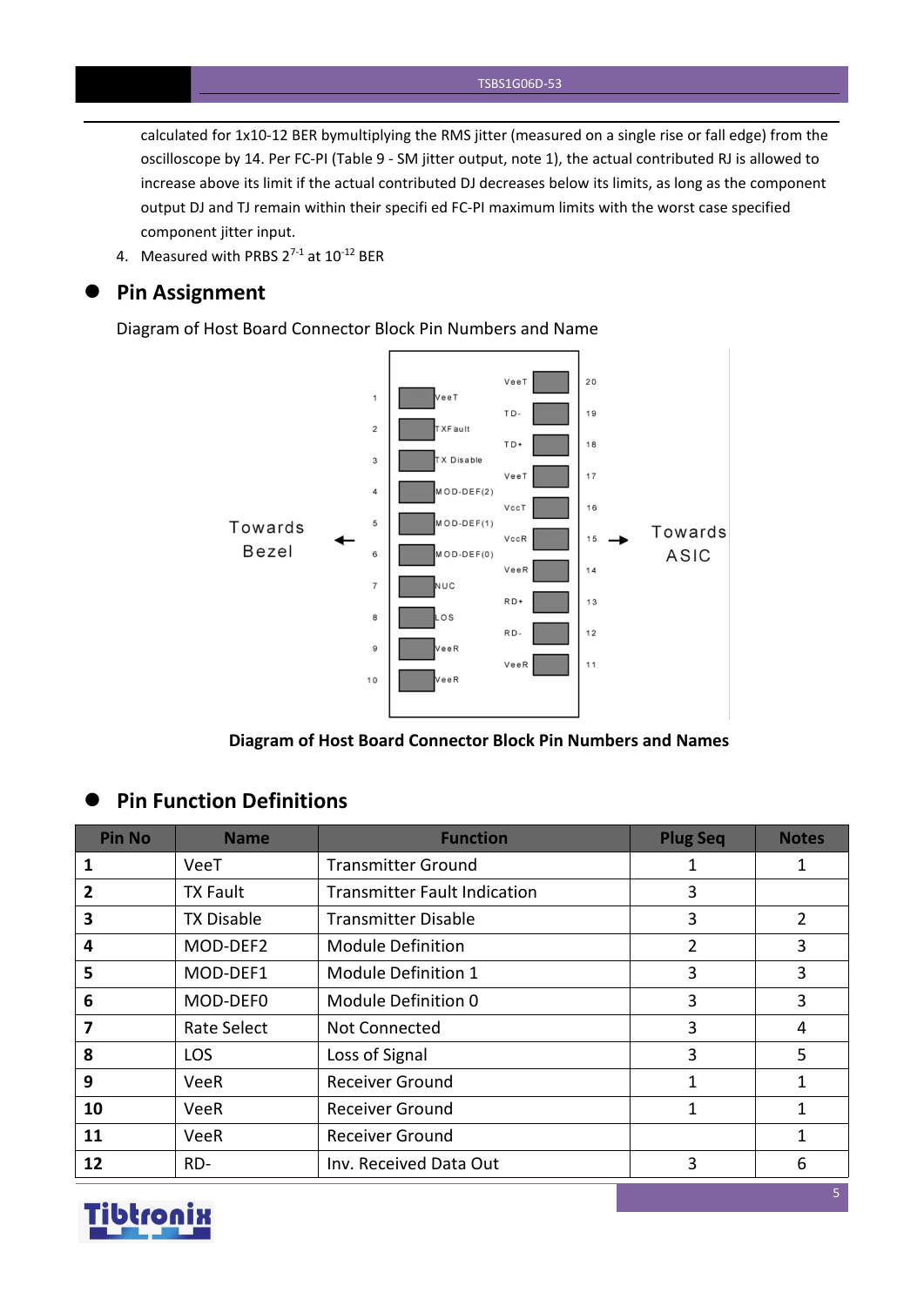calculated for 1x10-12 BER bymultiplying the RMS jitter (measured on a single rise or fall edge) from the oscilloscope by 14. Per FC-PI (Table 9 - SM jitter output, note 1), the actual contributed RJ is allowed to increase above its limit if the actual contributed DJ decreases below its limits, as long as the component output DJ and TJ remain within their specifi ed FC-PI maximum limits with the worst case specified component jitter input.

4. Measured with PRBS $2^{7-1}$ at $10^{-12}$ BER

## Pin Assignment

Diagram of Host Board Connector Block Pin Numbers and Name

**Diagram of Host Board Connector Block Pin Numbers and Names**

## Pin Function Definitions

| Pin No | Name | Function | Plug Seq | Notes |
|---|---|---|---|---|
| **1** | VeeT | Transmitter Ground | 1 | 1 |
| **2** | TX Fault | Transmitter Fault Indication | 3 | |
| **3** | TX Disable | Transmitter Disable | 3 | 2 |
| **4** | MOD-DEF2 | Module Definition | 2 | 3 |
| **5** | MOD-DEF1 | Module Definition 1 | 3 | 3 |
| **6** | MOD-DEF0 | Module Definition 0 | 3 | 3 |
| **7** | Rate Select | Not Connected | 3 | 4 |
| **8** | LOS | Loss of Signal | 3 | 5 |
| **9** | VeeR | Receiver Ground | 1 | 1 |
| **10** | VeeR | Receiver Ground | 1 | 1 |
| **11** | VeeR | Receiver Ground | | 1 |
| **12** | RD- | Inv. Received Data Out | 3 | 6 |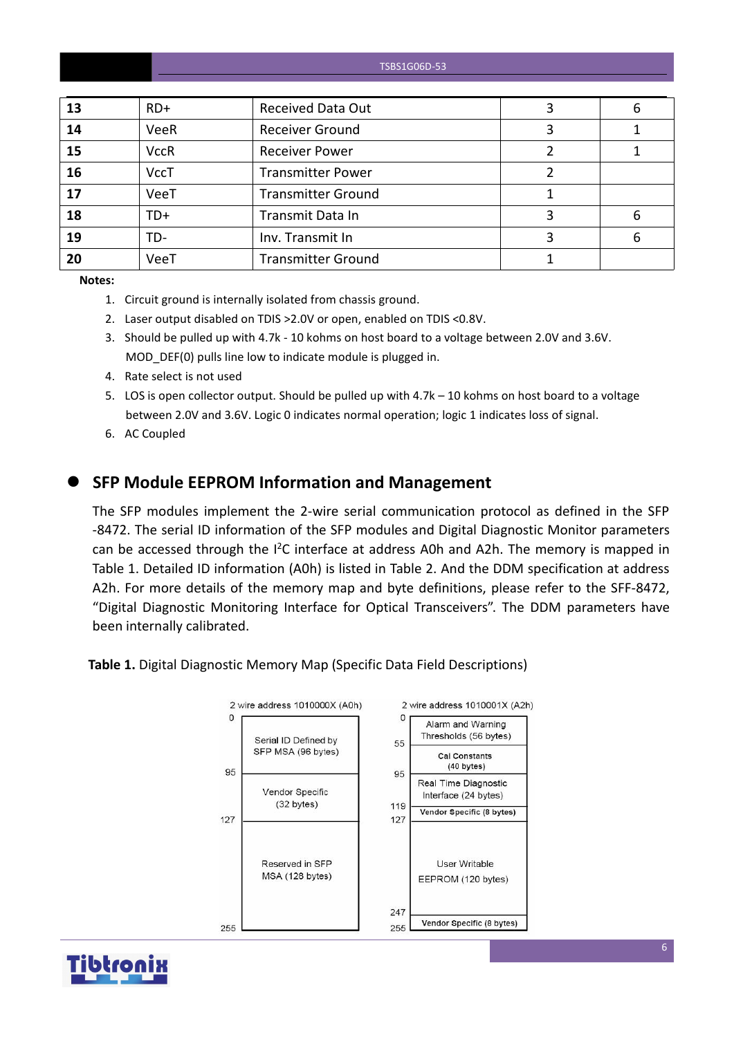| 13 | RD+ | Received Data Out | 3 | 6 |
|---|---|---|---|---|
| 14 | VeeR | Receiver Ground | 3 | 1 |
| 15 | VccR | Receiver Power | 2 | 1 |
| 16 | VccT | Transmitter Power | 2 | |
| 17 | VeeT | Transmitter Ground | 1 | |
| 18 | TD+ | Transmit Data In | 3 | 6 |
| 19 | TD- | Inv. Transmit In | 3 | 6 |
| 20 | VeeT | Transmitter Ground | 1 | |

**Notes:**

1. Circuit ground is internally isolated from chassis ground.
2. Laser output disabled on TDIS >2.0V or open, enabled on TDIS <0.8V.
3. Should be pulled up with 4.7k - 10 kohms on host board to a voltage between 2.0V and 3.6V. MOD_DEF(0) pulls line low to indicate module is plugged in.
4. Rate select is not used
5. LOS is open collector output. Should be pulled up with 4.7k – 10 kohms on host board to a voltage between 2.0V and 3.6V. Logic 0 indicates normal operation; logic 1 indicates loss of signal.
6. AC Coupled

## SFP Module EEPROM Information and Management

The SFP modules implement the 2-wire serial communication protocol as defined in the SFP -8472. The serial ID information of the SFP modules and Digital Diagnostic Monitor parameters can be accessed through the I$^2$C interface at address A0h and A2h. The memory is mapped in Table 1. Detailed ID information (A0h) is listed in Table 2. And the DDM specification at address A2h. For more details of the memory map and byte definitions, please refer to the SFF-8472, "Digital Diagnostic Monitoring Interface for Optical Transceivers". The DDM parameters have been internally calibrated.

**Table 1.** Digital Diagnostic Memory Map (Specific Data Field Descriptions)

| 2 wire address 1010000X (A0h) | | 2 wire address 1010001X (A2h) | |
|---|---|---|---|
| 0–95 | Serial ID Defined by SFP MSA (96 bytes) | 0–55 | Alarm and Warning Thresholds (56 bytes) |
| | | 55–95 | Cal Constants (40 bytes) |
| 95–127 | Vendor Specific (32 bytes) | 95–119 | Real Time Diagnostic Interface (24 bytes) |
| | | 119–127 | Vendor Specific (8 bytes) |
| 127–255 | Reserved in SFP MSA (128 bytes) | 127–247 | User Writable EEPROM (120 bytes) |
| | | 247–255 | Vendor Specific (8 bytes) |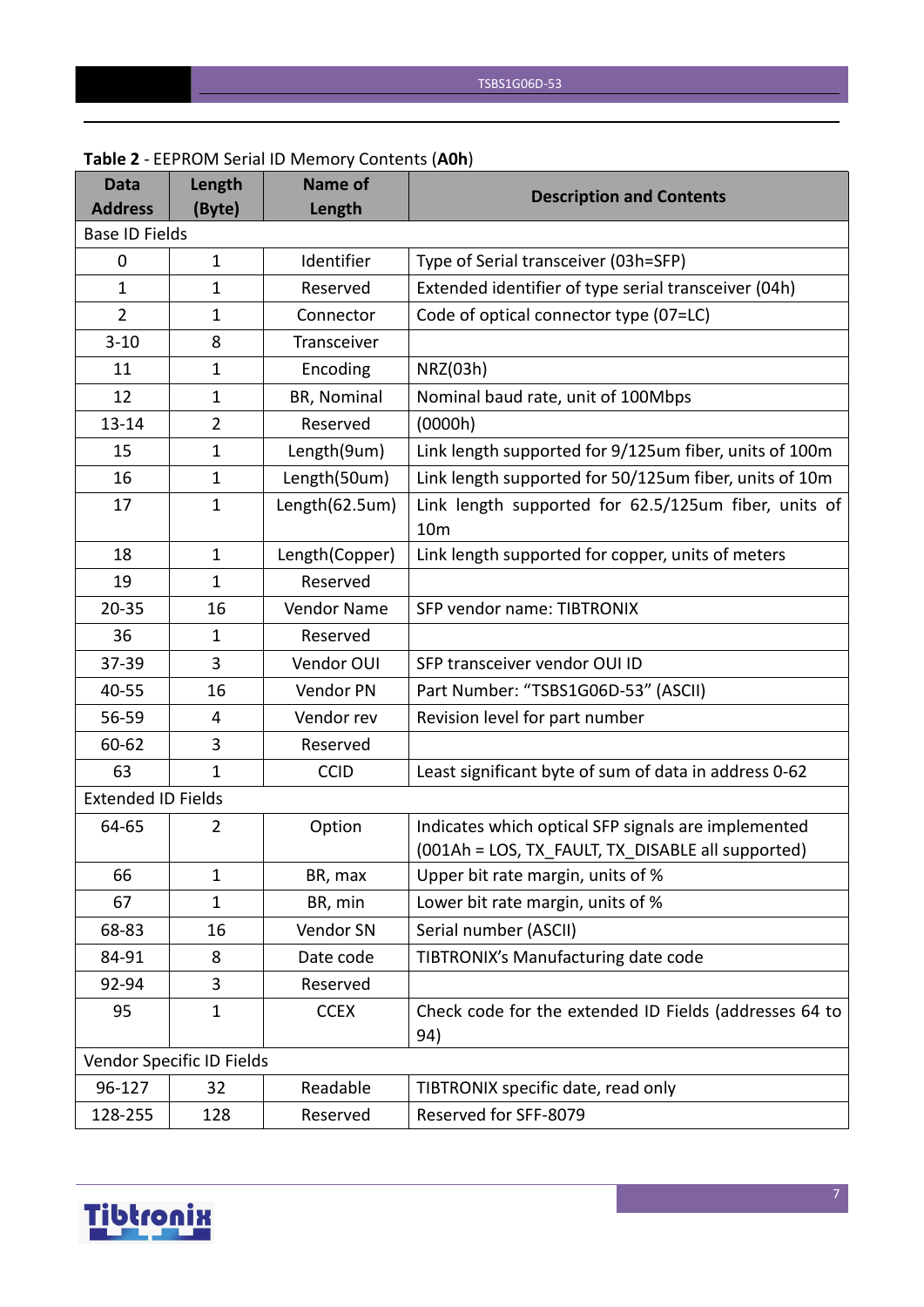**Table 2** - EEPROM Serial ID Memory Contents (**A0h**)

| Data Address | Length (Byte) | Name of Length | Description and Contents |
|---|---|---|---|
| Base ID Fields | | | |
| 0 | 1 | Identifier | Type of Serial transceiver (03h=SFP) |
| 1 | 1 | Reserved | Extended identifier of type serial transceiver (04h) |
| 2 | 1 | Connector | Code of optical connector type (07=LC) |
| 3-10 | 8 | Transceiver | |
| 11 | 1 | Encoding | NRZ(03h) |
| 12 | 1 | BR, Nominal | Nominal baud rate, unit of 100Mbps |
| 13-14 | 2 | Reserved | (0000h) |
| 15 | 1 | Length(9um) | Link length supported for 9/125um fiber, units of 100m |
| 16 | 1 | Length(50um) | Link length supported for 50/125um fiber, units of 10m |
| 17 | 1 | Length(62.5um) | Link length supported for 62.5/125um fiber, units of 10m |
| 18 | 1 | Length(Copper) | Link length supported for copper, units of meters |
| 19 | 1 | Reserved | |
| 20-35 | 16 | Vendor Name | SFP vendor name: TIBTRONIX |
| 36 | 1 | Reserved | |
| 37-39 | 3 | Vendor OUI | SFP transceiver vendor OUI ID |
| 40-55 | 16 | Vendor PN | Part Number: “TSBS1G06D-53” (ASCII) |
| 56-59 | 4 | Vendor rev | Revision level for part number |
| 60-62 | 3 | Reserved | |
| 63 | 1 | CCID | Least significant byte of sum of data in address 0-62 |
| Extended ID Fields | | | |
| 64-65 | 2 | Option | Indicates which optical SFP signals are implemented (001Ah = LOS, TX_FAULT, TX_DISABLE all supported) |
| 66 | 1 | BR, max | Upper bit rate margin, units of % |
| 67 | 1 | BR, min | Lower bit rate margin, units of % |
| 68-83 | 16 | Vendor SN | Serial number (ASCII) |
| 84-91 | 8 | Date code | TIBTRONIX’s Manufacturing date code |
| 92-94 | 3 | Reserved | |
| 95 | 1 | CCEX | Check code for the extended ID Fields (addresses 64 to 94) |
| Vendor Specific ID Fields | | | |
| 96-127 | 32 | Readable | TIBTRONIX specific date, read only |
| 128-255 | 128 | Reserved | Reserved for SFF-8079 |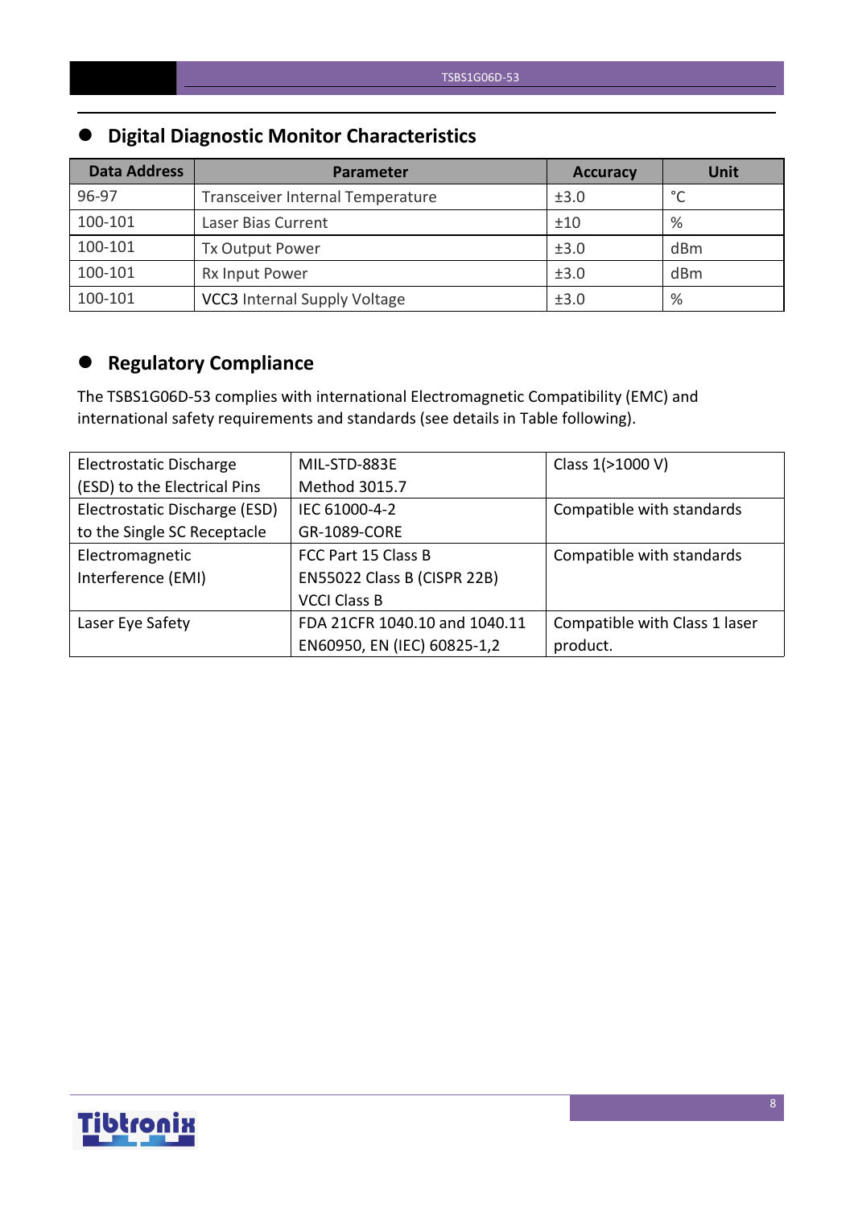## Digital Diagnostic Monitor Characteristics

| Data Address | Parameter | Accuracy | Unit |
|---|---|---|---|
| 96-97 | Transceiver Internal Temperature | ±3.0 | °C |
| 100-101 | Laser Bias Current | ±10 | % |
| 100-101 | Tx Output Power | ±3.0 | dBm |
| 100-101 | Rx Input Power | ±3.0 | dBm |
| 100-101 | VCC3 Internal Supply Voltage | ±3.0 | % |

## Regulatory Compliance

The TSBS1G06D-53 complies with international Electromagnetic Compatibility (EMC) and international safety requirements and standards (see details in Table following).

| | | |
|---|---|---|
| Electrostatic Discharge (ESD) to the Electrical Pins | MIL-STD-883E Method 3015.7 | Class 1(>1000 V) |
| Electrostatic Discharge (ESD) to the Single SC Receptacle | IEC 61000-4-2 GR-1089-CORE | Compatible with standards |
| Electromagnetic Interference (EMI) | FCC Part 15 Class B EN55022 Class B (CISPR 22B) VCCI Class B | Compatible with standards |
| Laser Eye Safety | FDA 21CFR 1040.10 and 1040.11 EN60950, EN (IEC) 60825-1,2 | Compatible with Class 1 laser product. |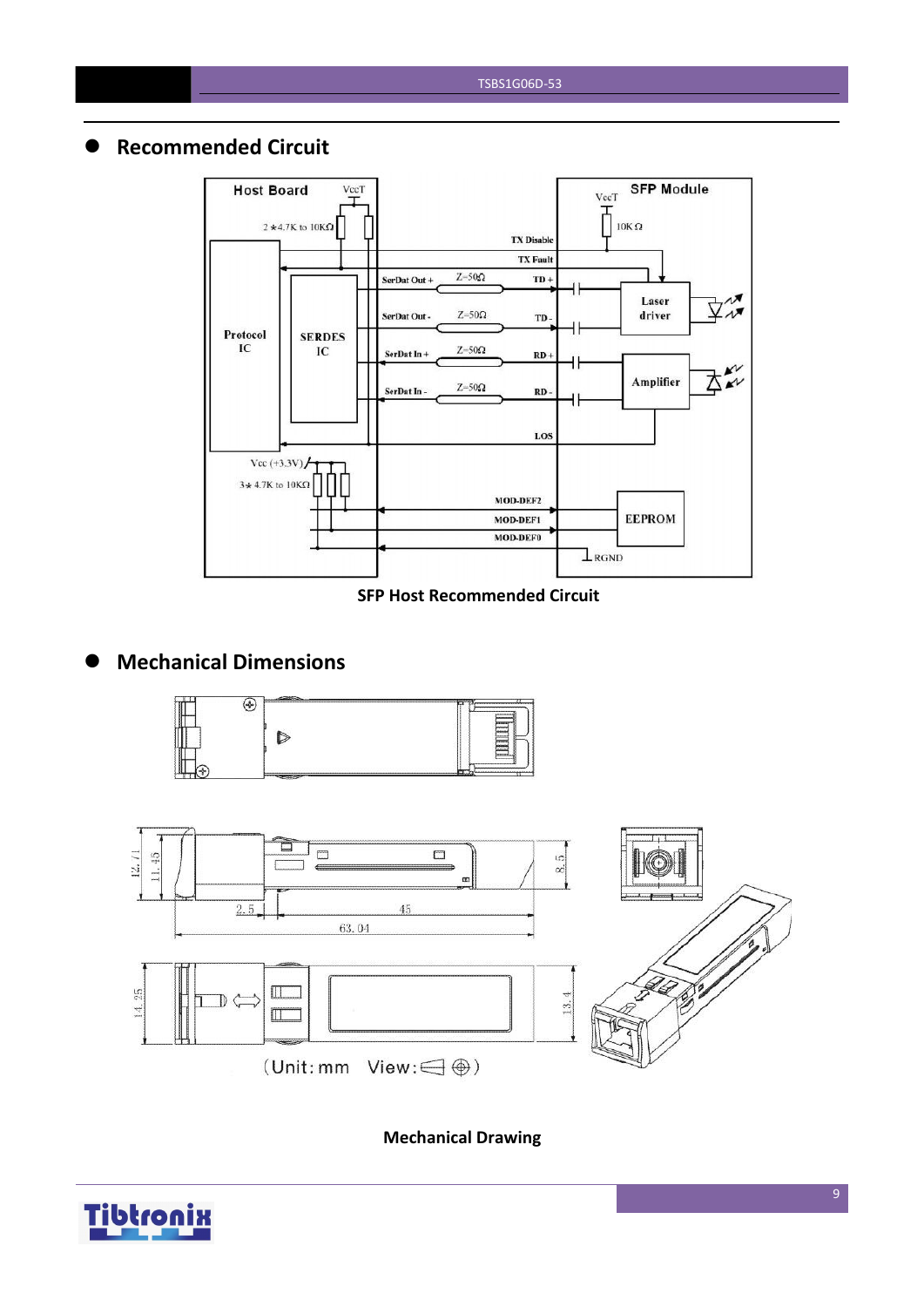## Recommended Circuit

SFP Host Recommended Circuit

## Mechanical Dimensions

Mechanical Drawing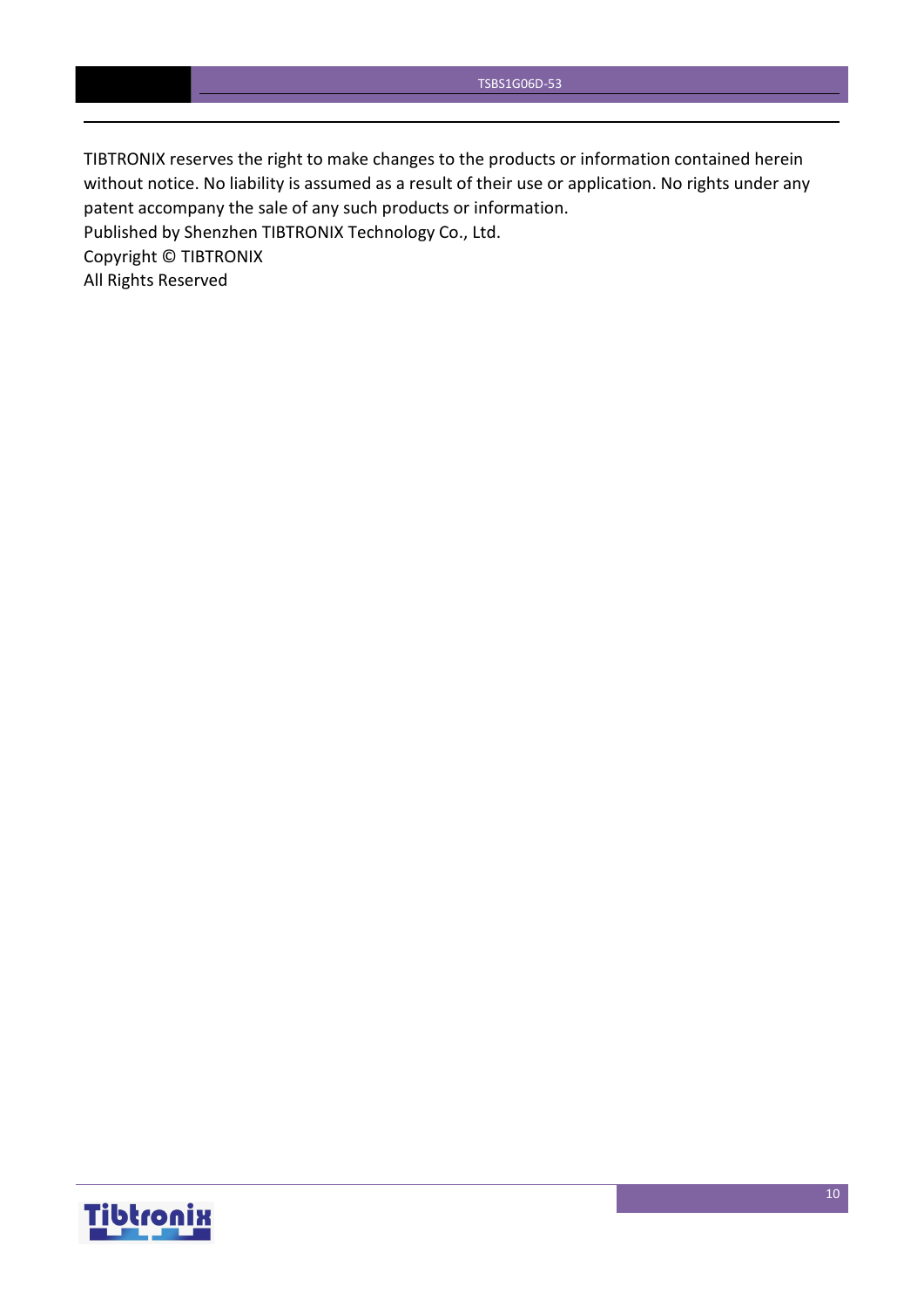TIBTRONIX reserves the right to make changes to the products or information contained herein without notice. No liability is assumed as a result of their use or application. No rights under any patent accompany the sale of any such products or information.

Published by Shenzhen TIBTRONIX Technology Co., Ltd.

Copyright © TIBTRONIX

All Rights Reserved